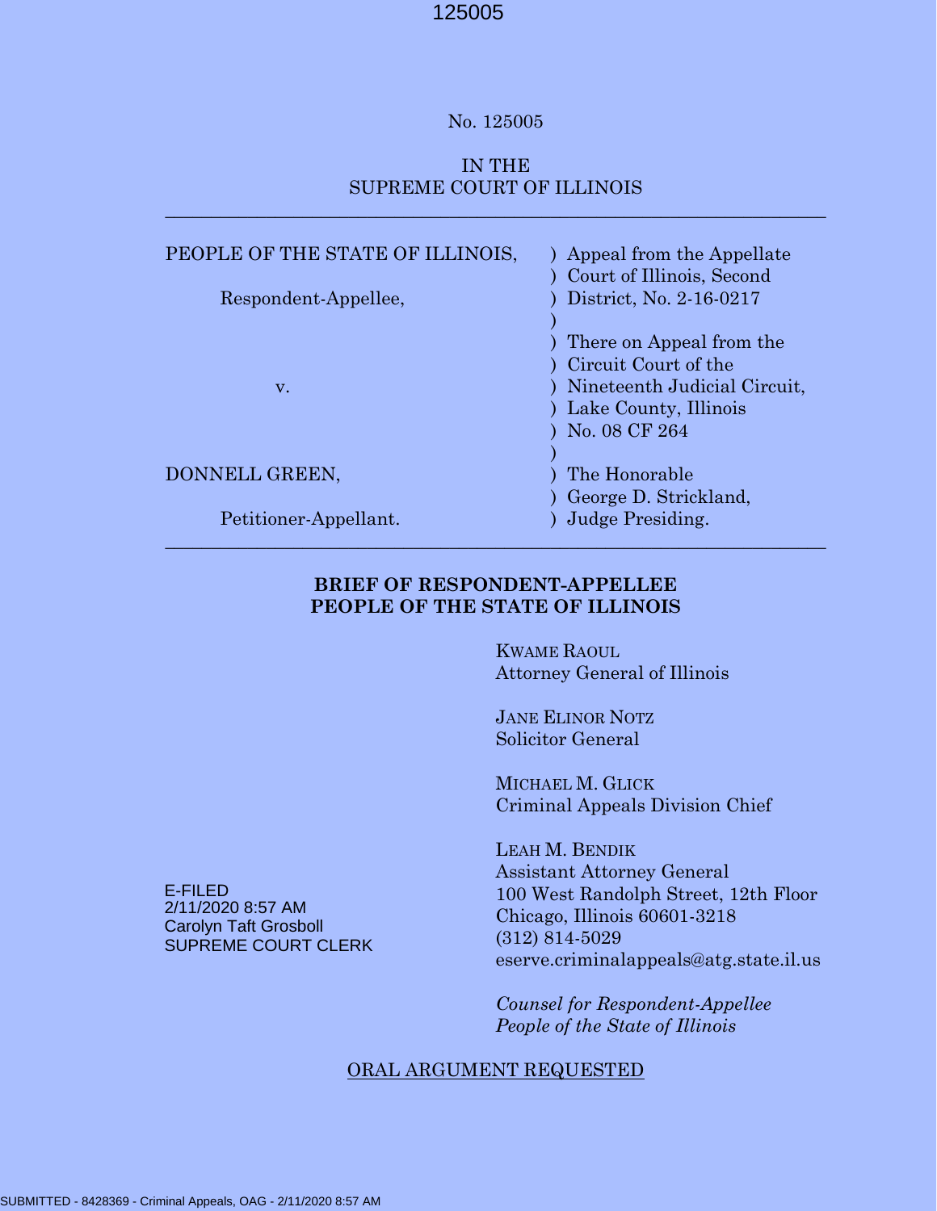No. 125005

IN THE
SUPREME COURT OF ILLINOIS

---

| | |
|---|---|
| PEOPLE OF THE STATE OF ILLINOIS, | ) Appeal from the Appellate |
| | ) Court of Illinois, Second |
| Respondent-Appellee, | ) District, No. 2-16-0217 |
| | ) |
| | ) There on Appeal from the |
| | ) Circuit Court of the |
| v. | ) Nineteenth Judicial Circuit, |
| | ) Lake County, Illinois |
| | ) No. 08 CF 264 |
| | ) |
| DONNELL GREEN, | ) The Honorable |
| | ) George D. Strickland, |
| Petitioner-Appellant. | ) Judge Presiding. |

---

**BRIEF OF RESPONDENT-APPELLEE**
**PEOPLE OF THE STATE OF ILLINOIS**

KWAME RAOUL
Attorney General of Illinois

JANE ELINOR NOTZ
Solicitor General

MICHAEL M. GLICK
Criminal Appeals Division Chief

LEAH M. BENDIK
Assistant Attorney General
100 West Randolph Street, 12th Floor
Chicago, Illinois 60601-3218
(312) 814-5029
eserve.criminalappeals@atg.state.il.us

*Counsel for Respondent-Appellee*
*People of the State of Illinois*

E-FILED
2/11/2020 8:57 AM
Carolyn Taft Grosboll
SUPREME COURT CLERK

ORAL ARGUMENT REQUESTED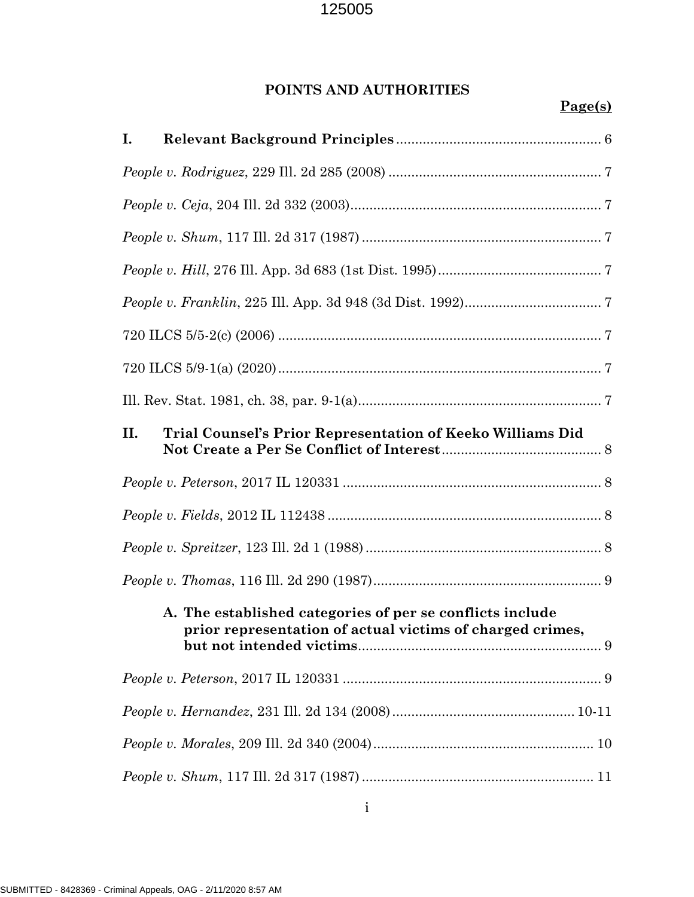## POINTS AND AUTHORITIES

**Page(s)**

**I. Relevant Background Principles** ...................................................... 6

*People v. Rodriguez*, 229 Ill. 2d 285 (2008) ........................................................ 7

*People v. Ceja*, 204 Ill. 2d 332 (2003).................................................................. 7

*People v. Shum*, 117 Ill. 2d 317 (1987) ............................................................... 7

*People v. Hill*, 276 Ill. App. 3d 683 (1st Dist. 1995)........................................... 7

*People v. Franklin*, 225 Ill. App. 3d 948 (3d Dist. 1992).................................... 7

720 ILCS 5/5-2(c) (2006) ..................................................................................... 7

720 ILCS 5/9-1(a) (2020)..................................................................................... 7

Ill. Rev. Stat. 1981, ch. 38, par. 9-1(a)................................................................ 7

**II. Trial Counsel's Prior Representation of Keeko Williams Did Not Create a Per Se Conflict of Interest**.......................................... 8

*People v. Peterson*, 2017 IL 120331 .................................................................... 8

*People v. Fields*, 2012 IL 112438 ........................................................................ 8

*People v. Spreitzer*, 123 Ill. 2d 1 (1988) .............................................................. 8

*People v. Thomas*, 116 Ill. 2d 290 (1987)............................................................ 9

**A. The established categories of per se conflicts include prior representation of actual victims of charged crimes, but not intended victims**................................................................ 9

*People v. Peterson*, 2017 IL 120331 .................................................................... 9

*People v. Hernandez*, 231 Ill. 2d 134 (2008)................................................ 10-11

*People v. Morales*, 209 Ill. 2d 340 (2004).......................................................... 10

*People v. Shum*, 117 Ill. 2d 317 (1987) ............................................................. 11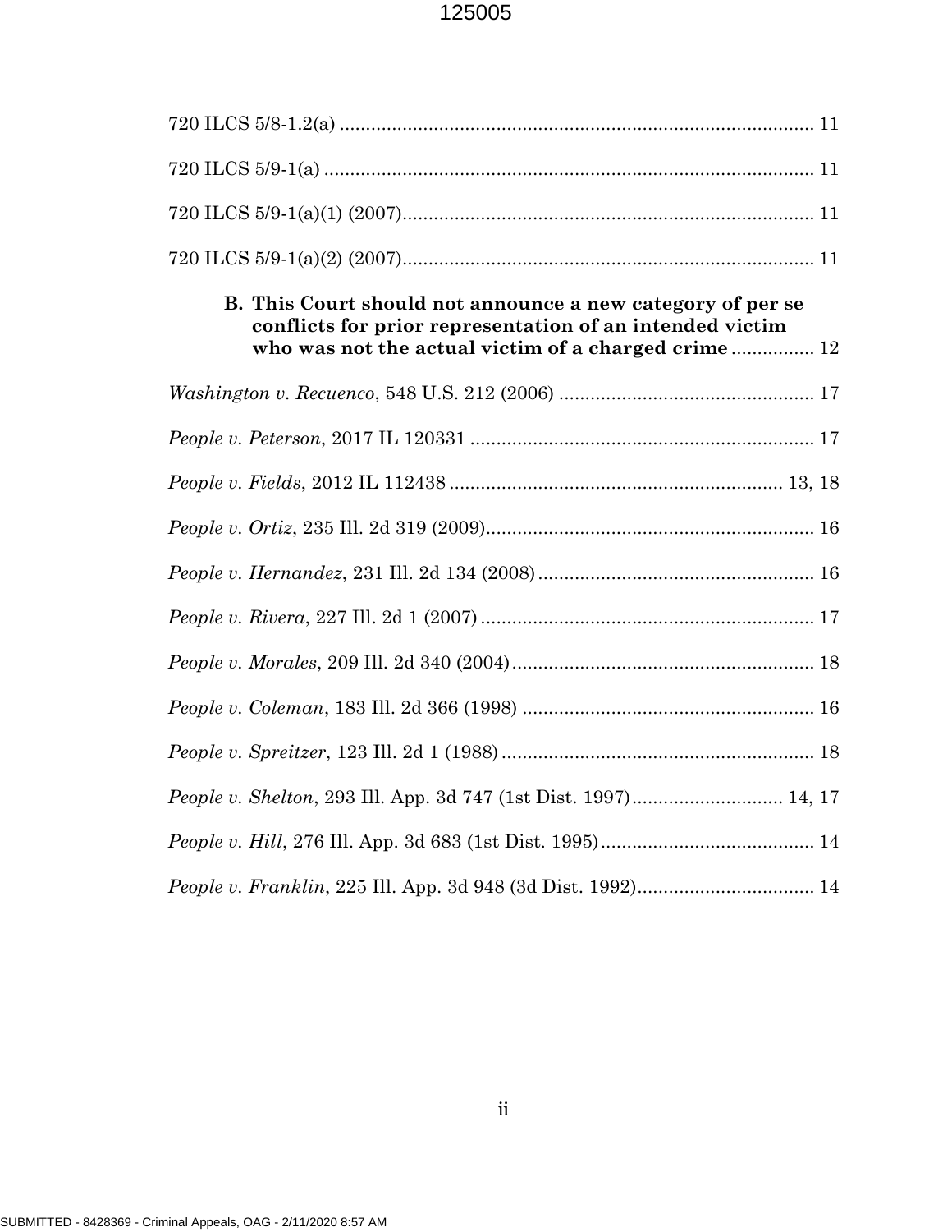720 ILCS 5/8-1.2(a) .......................................................................................... 11

720 ILCS 5/9-1(a) ............................................................................................. 11

720 ILCS 5/9-1(a)(1) (2007)............................................................................... 11

720 ILCS 5/9-1(a)(2) (2007)............................................................................... 11

**B. This Court should not announce a new category of per se conflicts for prior representation of an intended victim who was not the actual victim of a charged crime** ................ 12

*Washington v. Recuenco*, 548 U.S. 212 (2006) ................................................. 17

*People v. Peterson*, 2017 IL 120331 ................................................................. 17

*People v. Fields*, 2012 IL 112438 ................................................................ 13, 18

*People v. Ortiz*, 235 Ill. 2d 319 (2009)............................................................... 16

*People v. Hernandez*, 231 Ill. 2d 134 (2008) ..................................................... 16

*People v. Rivera*, 227 Ill. 2d 1 (2007) ................................................................ 17

*People v. Morales*, 209 Ill. 2d 340 (2004).......................................................... 18

*People v. Coleman*, 183 Ill. 2d 366 (1998) ........................................................ 16

*People v. Spreitzer*, 123 Ill. 2d 1 (1988) ............................................................ 18

*People v. Shelton*, 293 Ill. App. 3d 747 (1st Dist. 1997)............................. 14, 17

*People v. Hill*, 276 Ill. App. 3d 683 (1st Dist. 1995)......................................... 14

*People v. Franklin*, 225 Ill. App. 3d 948 (3d Dist. 1992).................................. 14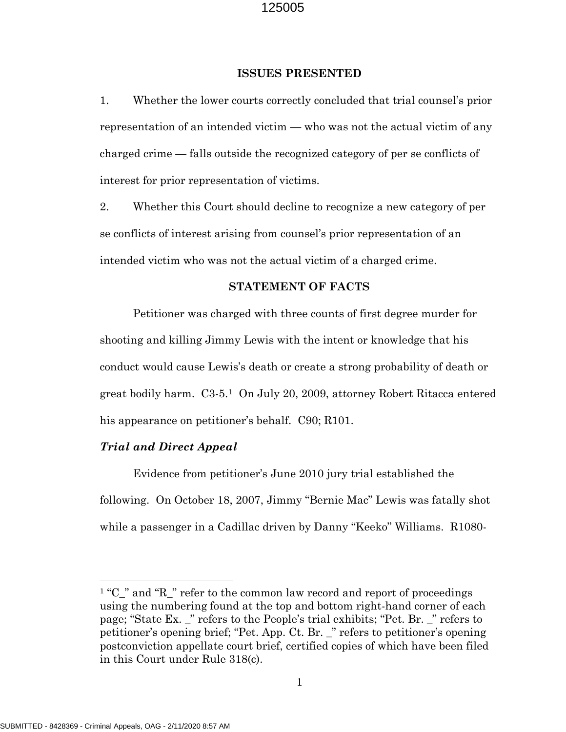## ISSUES PRESENTED

1. Whether the lower courts correctly concluded that trial counsel's prior representation of an intended victim — who was not the actual victim of any charged crime — falls outside the recognized category of per se conflicts of interest for prior representation of victims.

2. Whether this Court should decline to recognize a new category of per se conflicts of interest arising from counsel's prior representation of an intended victim who was not the actual victim of a charged crime.

## STATEMENT OF FACTS

Petitioner was charged with three counts of first degree murder for shooting and killing Jimmy Lewis with the intent or knowledge that his conduct would cause Lewis's death or create a strong probability of death or great bodily harm. C3-5.[1] On July 20, 2009, attorney Robert Ritacca entered his appearance on petitioner's behalf. C90; R101.

### *Trial and Direct Appeal*

Evidence from petitioner's June 2010 jury trial established the following. On October 18, 2007, Jimmy "Bernie Mac" Lewis was fatally shot while a passenger in a Cadillac driven by Danny "Keeko" Williams. R1080-

[1] "C_" and "R_" refer to the common law record and report of proceedings using the numbering found at the top and bottom right-hand corner of each page; "State Ex. _" refers to the People's trial exhibits; "Pet. Br. _" refers to petitioner's opening brief; "Pet. App. Ct. Br. _" refers to petitioner's opening postconviction appellate court brief, certified copies of which have been filed in this Court under Rule 318(c).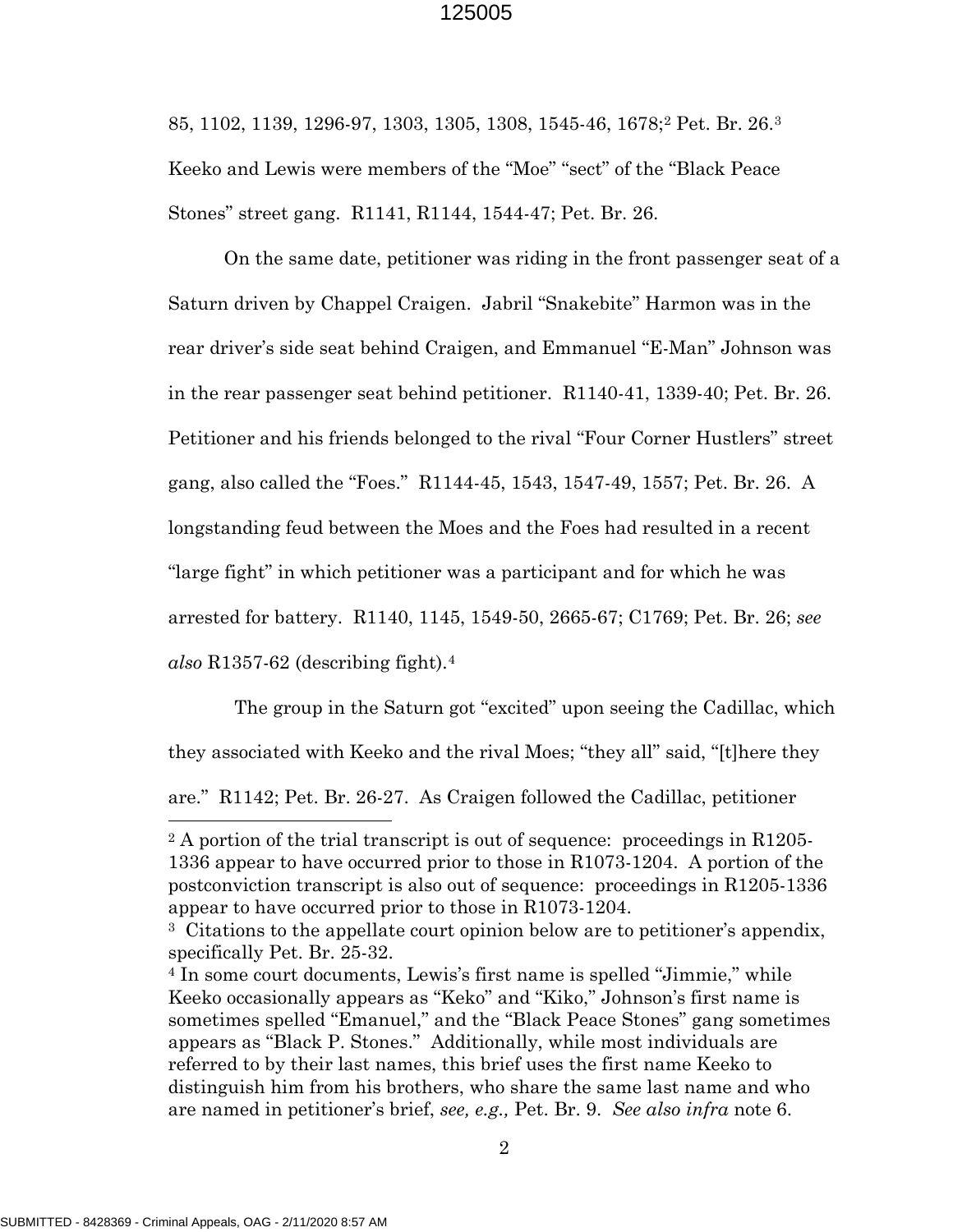85, 1102, 1139, 1296-97, 1303, 1305, 1308, 1545-46, 1678;[2] Pet. Br. 26.[3] Keeko and Lewis were members of the "Moe" "sect" of the "Black Peace Stones" street gang. R1141, R1144, 1544-47; Pet. Br. 26.

On the same date, petitioner was riding in the front passenger seat of a Saturn driven by Chappel Craigen. Jabril "Snakebite" Harmon was in the rear driver's side seat behind Craigen, and Emmanuel "E-Man" Johnson was in the rear passenger seat behind petitioner. R1140-41, 1339-40; Pet. Br. 26. Petitioner and his friends belonged to the rival "Four Corner Hustlers" street gang, also called the "Foes." R1144-45, 1543, 1547-49, 1557; Pet. Br. 26. A longstanding feud between the Moes and the Foes had resulted in a recent "large fight" in which petitioner was a participant and for which he was arrested for battery. R1140, 1145, 1549-50, 2665-67; C1769; Pet. Br. 26; *see also* R1357-62 (describing fight).[4]

The group in the Saturn got "excited" upon seeing the Cadillac, which they associated with Keeko and the rival Moes; "they all" said, "[t]here they are." R1142; Pet. Br. 26-27. As Craigen followed the Cadillac, petitioner

---

[2] A portion of the trial transcript is out of sequence: proceedings in R1205-1336 appear to have occurred prior to those in R1073-1204. A portion of the postconviction transcript is also out of sequence: proceedings in R1205-1336 appear to have occurred prior to those in R1073-1204.

[3] Citations to the appellate court opinion below are to petitioner's appendix, specifically Pet. Br. 25-32.

[4] In some court documents, Lewis's first name is spelled "Jimmie," while Keeko occasionally appears as "Keko" and "Kiko," Johnson's first name is sometimes spelled "Emanuel," and the "Black Peace Stones" gang sometimes appears as "Black P. Stones." Additionally, while most individuals are referred to by their last names, this brief uses the first name Keeko to distinguish him from his brothers, who share the same last name and who are named in petitioner's brief, *see, e.g.,* Pet. Br. 9. *See also infra* note 6.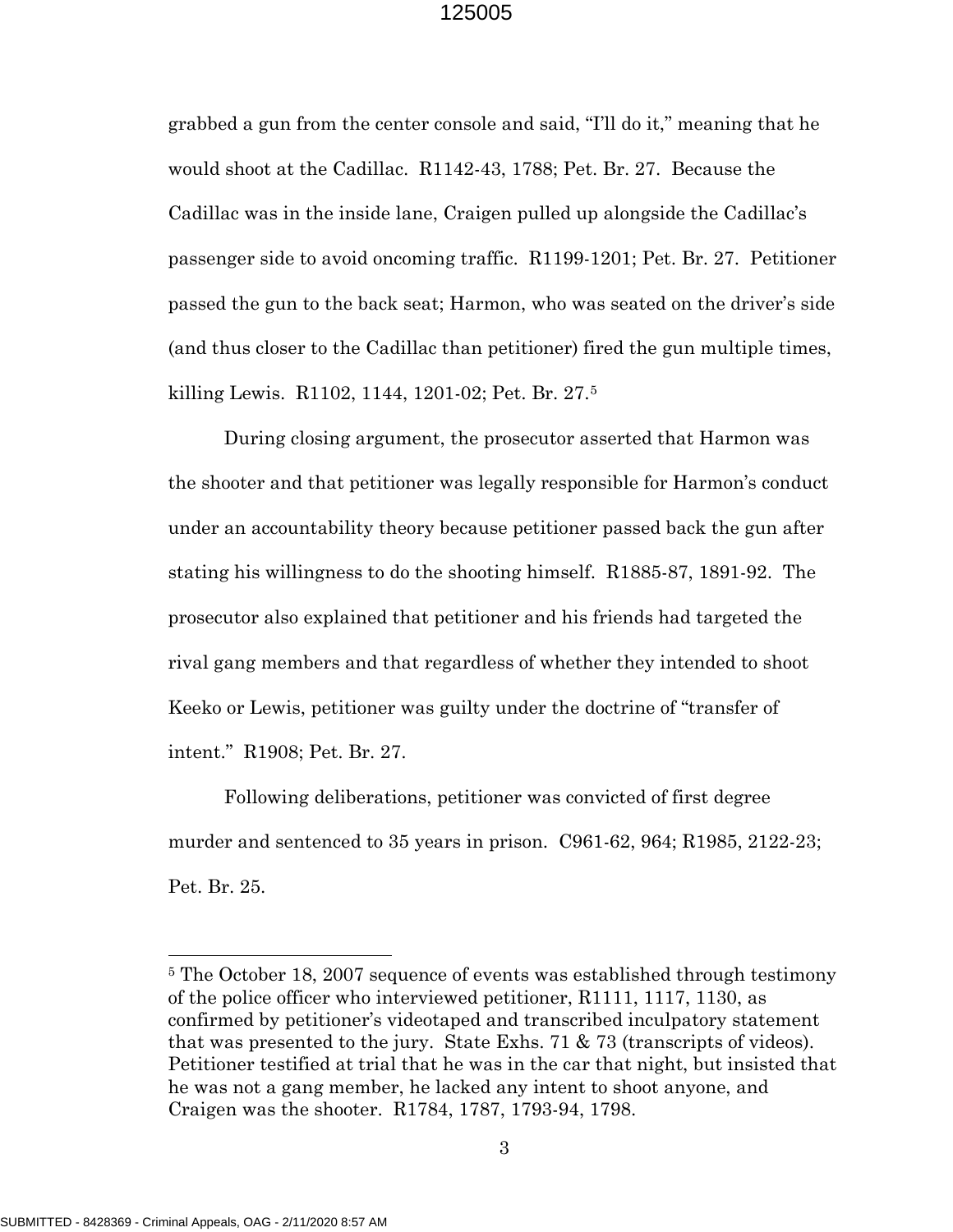grabbed a gun from the center console and said, "I'll do it," meaning that he would shoot at the Cadillac. R1142-43, 1788; Pet. Br. 27. Because the Cadillac was in the inside lane, Craigen pulled up alongside the Cadillac's passenger side to avoid oncoming traffic. R1199-1201; Pet. Br. 27. Petitioner passed the gun to the back seat; Harmon, who was seated on the driver's side (and thus closer to the Cadillac than petitioner) fired the gun multiple times, killing Lewis. R1102, 1144, 1201-02; Pet. Br. 27.[5]

During closing argument, the prosecutor asserted that Harmon was the shooter and that petitioner was legally responsible for Harmon's conduct under an accountability theory because petitioner passed back the gun after stating his willingness to do the shooting himself. R1885-87, 1891-92. The prosecutor also explained that petitioner and his friends had targeted the rival gang members and that regardless of whether they intended to shoot Keeko or Lewis, petitioner was guilty under the doctrine of "transfer of intent." R1908; Pet. Br. 27.

Following deliberations, petitioner was convicted of first degree murder and sentenced to 35 years in prison. C961-62, 964; R1985, 2122-23; Pet. Br. 25.

---

[5] The October 18, 2007 sequence of events was established through testimony of the police officer who interviewed petitioner, R1111, 1117, 1130, as confirmed by petitioner's videotaped and transcribed inculpatory statement that was presented to the jury. State Exhs. 71 & 73 (transcripts of videos). Petitioner testified at trial that he was in the car that night, but insisted that he was not a gang member, he lacked any intent to shoot anyone, and Craigen was the shooter. R1784, 1787, 1793-94, 1798.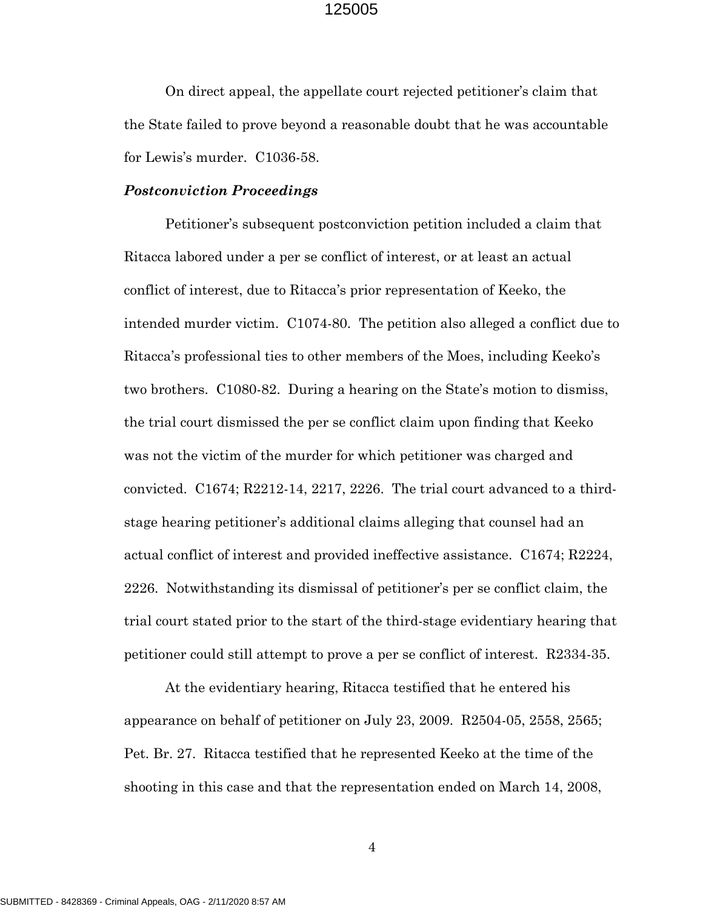On direct appeal, the appellate court rejected petitioner's claim that the State failed to prove beyond a reasonable doubt that he was accountable for Lewis's murder. C1036-58.

***Postconviction Proceedings***

Petitioner's subsequent postconviction petition included a claim that Ritacca labored under a per se conflict of interest, or at least an actual conflict of interest, due to Ritacca's prior representation of Keeko, the intended murder victim. C1074-80. The petition also alleged a conflict due to Ritacca's professional ties to other members of the Moes, including Keeko's two brothers. C1080-82. During a hearing on the State's motion to dismiss, the trial court dismissed the per se conflict claim upon finding that Keeko was not the victim of the murder for which petitioner was charged and convicted. C1674; R2212-14, 2217, 2226. The trial court advanced to a third-stage hearing petitioner's additional claims alleging that counsel had an actual conflict of interest and provided ineffective assistance. C1674; R2224, 2226. Notwithstanding its dismissal of petitioner's per se conflict claim, the trial court stated prior to the start of the third-stage evidentiary hearing that petitioner could still attempt to prove a per se conflict of interest. R2334-35.

At the evidentiary hearing, Ritacca testified that he entered his appearance on behalf of petitioner on July 23, 2009. R2504-05, 2558, 2565; Pet. Br. 27. Ritacca testified that he represented Keeko at the time of the shooting in this case and that the representation ended on March 14, 2008,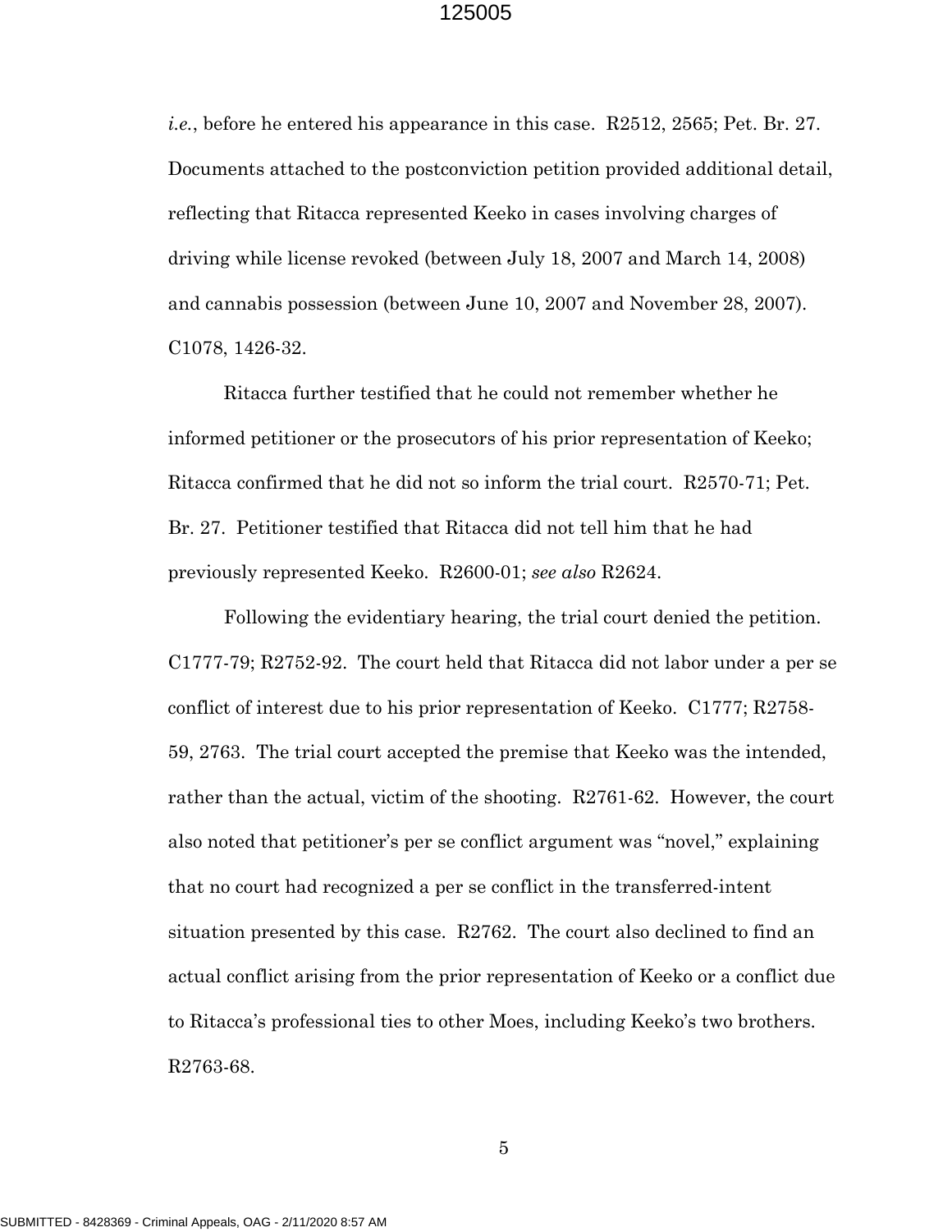*i.e.*, before he entered his appearance in this case. R2512, 2565; Pet. Br. 27. Documents attached to the postconviction petition provided additional detail, reflecting that Ritacca represented Keeko in cases involving charges of driving while license revoked (between July 18, 2007 and March 14, 2008) and cannabis possession (between June 10, 2007 and November 28, 2007). C1078, 1426-32.

Ritacca further testified that he could not remember whether he informed petitioner or the prosecutors of his prior representation of Keeko; Ritacca confirmed that he did not so inform the trial court. R2570-71; Pet. Br. 27. Petitioner testified that Ritacca did not tell him that he had previously represented Keeko. R2600-01; *see also* R2624.

Following the evidentiary hearing, the trial court denied the petition. C1777-79; R2752-92. The court held that Ritacca did not labor under a per se conflict of interest due to his prior representation of Keeko. C1777; R2758-59, 2763. The trial court accepted the premise that Keeko was the intended, rather than the actual, victim of the shooting. R2761-62. However, the court also noted that petitioner's per se conflict argument was "novel," explaining that no court had recognized a per se conflict in the transferred-intent situation presented by this case. R2762. The court also declined to find an actual conflict arising from the prior representation of Keeko or a conflict due to Ritacca's professional ties to other Moes, including Keeko's two brothers. R2763-68.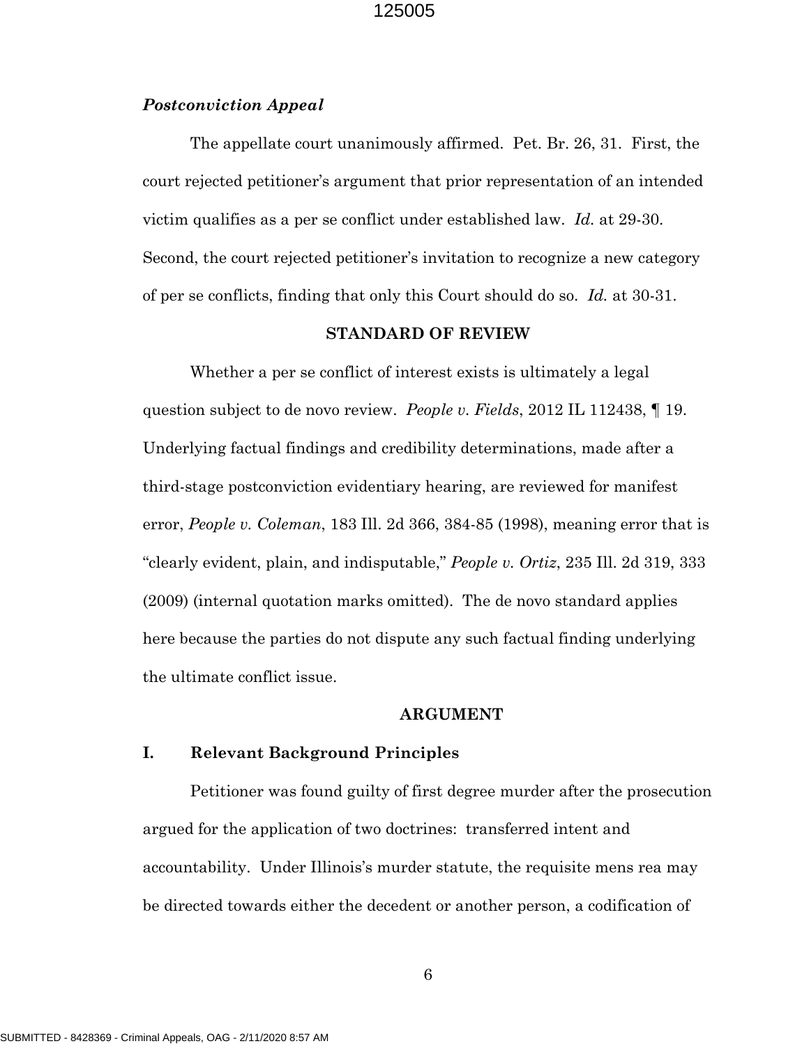***Postconviction Appeal***

The appellate court unanimously affirmed. Pet. Br. 26, 31. First, the court rejected petitioner's argument that prior representation of an intended victim qualifies as a per se conflict under established law. *Id.* at 29-30. Second, the court rejected petitioner's invitation to recognize a new category of per se conflicts, finding that only this Court should do so. *Id.* at 30-31.

## STANDARD OF REVIEW

Whether a per se conflict of interest exists is ultimately a legal question subject to de novo review. *People v. Fields*, 2012 IL 112438, ¶ 19. Underlying factual findings and credibility determinations, made after a third-stage postconviction evidentiary hearing, are reviewed for manifest error, *People v. Coleman*, 183 Ill. 2d 366, 384-85 (1998), meaning error that is "clearly evident, plain, and indisputable," *People v. Ortiz*, 235 Ill. 2d 319, 333 (2009) (internal quotation marks omitted). The de novo standard applies here because the parties do not dispute any such factual finding underlying the ultimate conflict issue.

## ARGUMENT

### I. Relevant Background Principles

Petitioner was found guilty of first degree murder after the prosecution argued for the application of two doctrines: transferred intent and accountability. Under Illinois's murder statute, the requisite mens rea may be directed towards either the decedent or another person, a codification of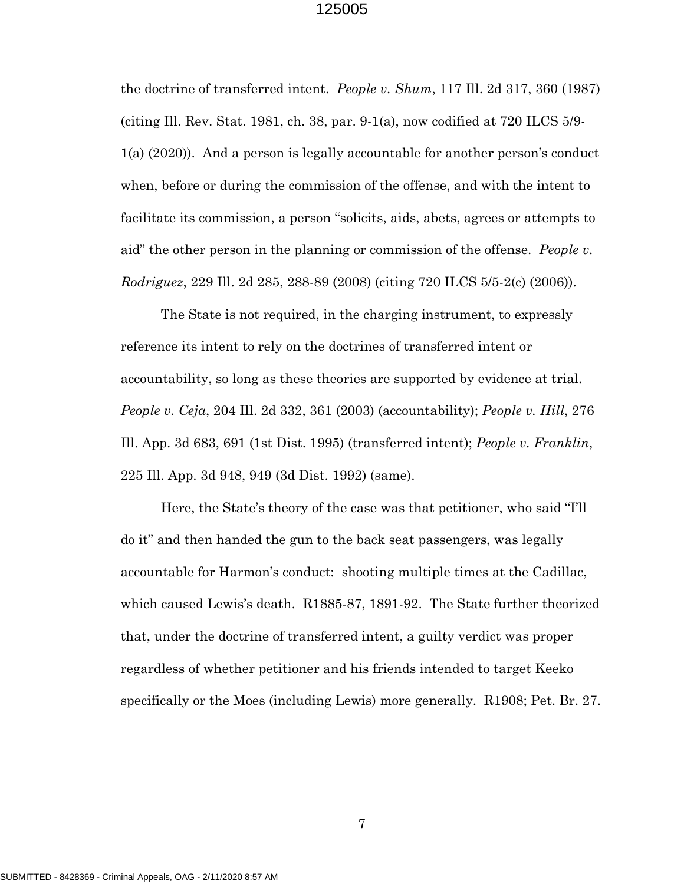the doctrine of transferred intent. *People v. Shum*, 117 Ill. 2d 317, 360 (1987) (citing Ill. Rev. Stat. 1981, ch. 38, par. 9-1(a), now codified at 720 ILCS 5/9-1(a) (2020)). And a person is legally accountable for another person's conduct when, before or during the commission of the offense, and with the intent to facilitate its commission, a person "solicits, aids, abets, agrees or attempts to aid" the other person in the planning or commission of the offense. *People v. Rodriguez*, 229 Ill. 2d 285, 288-89 (2008) (citing 720 ILCS 5/5-2(c) (2006)).

The State is not required, in the charging instrument, to expressly reference its intent to rely on the doctrines of transferred intent or accountability, so long as these theories are supported by evidence at trial. *People v. Ceja*, 204 Ill. 2d 332, 361 (2003) (accountability); *People v. Hill*, 276 Ill. App. 3d 683, 691 (1st Dist. 1995) (transferred intent); *People v. Franklin*, 225 Ill. App. 3d 948, 949 (3d Dist. 1992) (same).

Here, the State's theory of the case was that petitioner, who said "I'll do it" and then handed the gun to the back seat passengers, was legally accountable for Harmon's conduct: shooting multiple times at the Cadillac, which caused Lewis's death. R1885-87, 1891-92. The State further theorized that, under the doctrine of transferred intent, a guilty verdict was proper regardless of whether petitioner and his friends intended to target Keeko specifically or the Moes (including Lewis) more generally. R1908; Pet. Br. 27.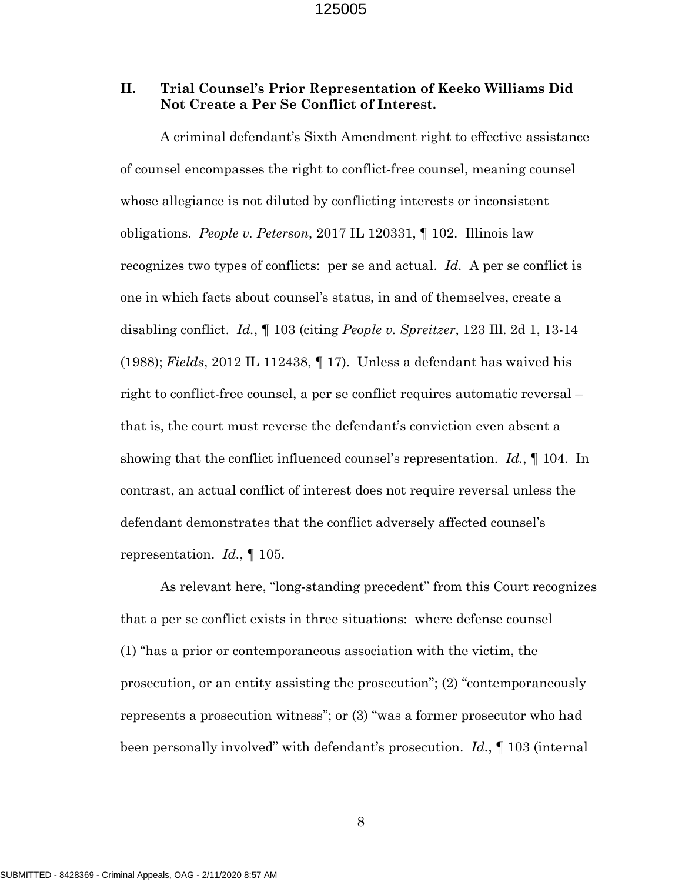## II. Trial Counsel's Prior Representation of Keeko Williams Did Not Create a Per Se Conflict of Interest.

A criminal defendant's Sixth Amendment right to effective assistance of counsel encompasses the right to conflict-free counsel, meaning counsel whose allegiance is not diluted by conflicting interests or inconsistent obligations. *People v. Peterson*, 2017 IL 120331, ¶ 102. Illinois law recognizes two types of conflicts: per se and actual. *Id.* A per se conflict is one in which facts about counsel's status, in and of themselves, create a disabling conflict. *Id.*, ¶ 103 (citing *People v. Spreitzer*, 123 Ill. 2d 1, 13-14 (1988); *Fields*, 2012 IL 112438, ¶ 17). Unless a defendant has waived his right to conflict-free counsel, a per se conflict requires automatic reversal – that is, the court must reverse the defendant's conviction even absent a showing that the conflict influenced counsel's representation. *Id.*, ¶ 104. In contrast, an actual conflict of interest does not require reversal unless the defendant demonstrates that the conflict adversely affected counsel's representation. *Id.*, ¶ 105.

As relevant here, "long-standing precedent" from this Court recognizes that a per se conflict exists in three situations: where defense counsel (1) "has a prior or contemporaneous association with the victim, the prosecution, or an entity assisting the prosecution"; (2) "contemporaneously represents a prosecution witness"; or (3) "was a former prosecutor who had been personally involved" with defendant's prosecution. *Id.*, ¶ 103 (internal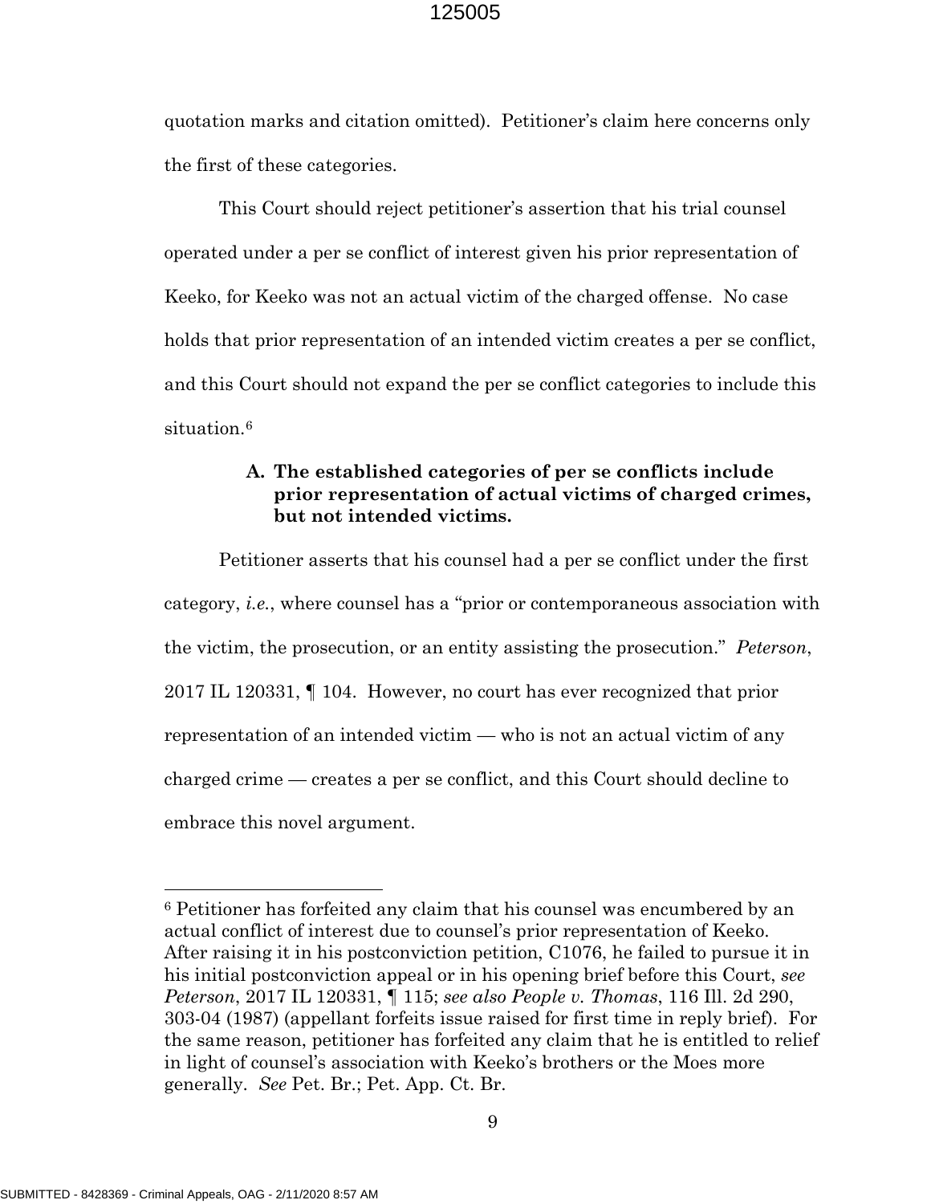quotation marks and citation omitted). Petitioner's claim here concerns only the first of these categories.

This Court should reject petitioner's assertion that his trial counsel operated under a per se conflict of interest given his prior representation of Keeko, for Keeko was not an actual victim of the charged offense. No case holds that prior representation of an intended victim creates a per se conflict, and this Court should not expand the per se conflict categories to include this situation.[6]

### A. The established categories of per se conflicts include prior representation of actual victims of charged crimes, but not intended victims.

Petitioner asserts that his counsel had a per se conflict under the first category, *i.e.*, where counsel has a "prior or contemporaneous association with the victim, the prosecution, or an entity assisting the prosecution." *Peterson*, 2017 IL 120331, ¶ 104. However, no court has ever recognized that prior representation of an intended victim — who is not an actual victim of any charged crime — creates a per se conflict, and this Court should decline to embrace this novel argument.

---

[6] Petitioner has forfeited any claim that his counsel was encumbered by an actual conflict of interest due to counsel's prior representation of Keeko. After raising it in his postconviction petition, C1076, he failed to pursue it in his initial postconviction appeal or in his opening brief before this Court, *see Peterson*, 2017 IL 120331, ¶ 115; *see also People v. Thomas*, 116 Ill. 2d 290, 303-04 (1987) (appellant forfeits issue raised for first time in reply brief). For the same reason, petitioner has forfeited any claim that he is entitled to relief in light of counsel's association with Keeko's brothers or the Moes more generally. *See* Pet. Br.; Pet. App. Ct. Br.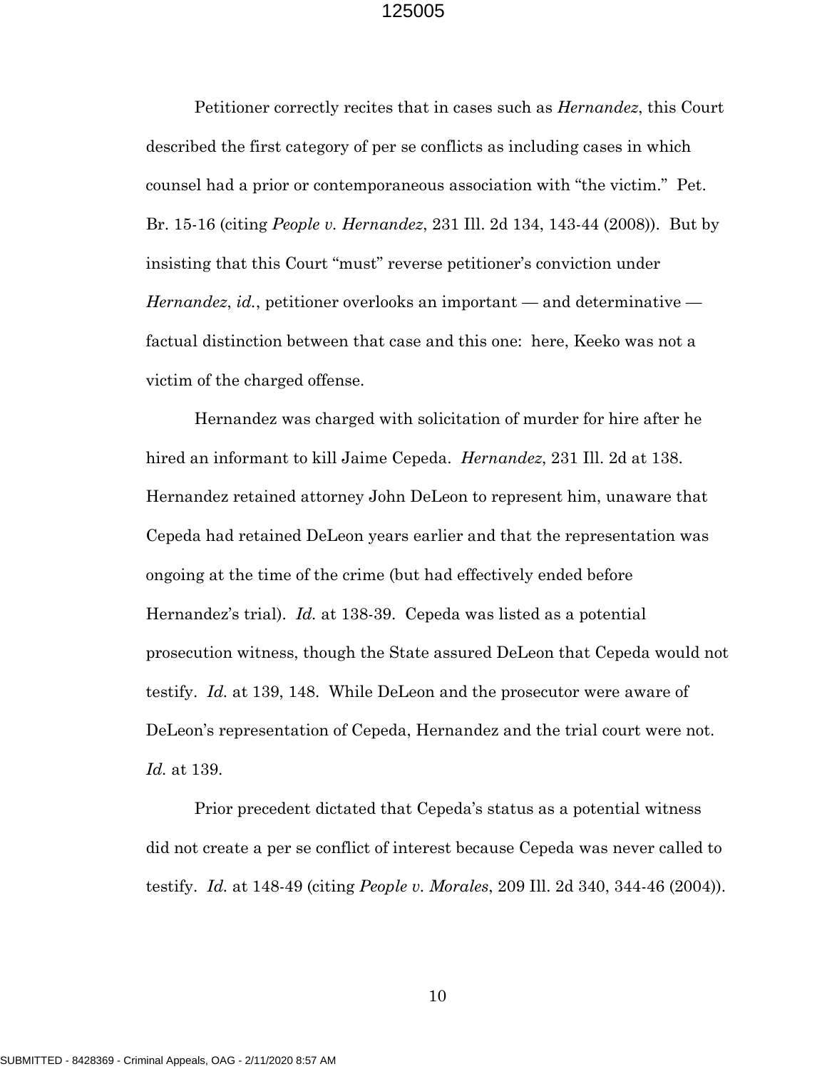Petitioner correctly recites that in cases such as *Hernandez*, this Court described the first category of per se conflicts as including cases in which counsel had a prior or contemporaneous association with "the victim." Pet. Br. 15-16 (citing *People v. Hernandez*, 231 Ill. 2d 134, 143-44 (2008)). But by insisting that this Court "must" reverse petitioner's conviction under *Hernandez*, *id.*, petitioner overlooks an important — and determinative — factual distinction between that case and this one: here, Keeko was not a victim of the charged offense.

Hernandez was charged with solicitation of murder for hire after he hired an informant to kill Jaime Cepeda. *Hernandez*, 231 Ill. 2d at 138. Hernandez retained attorney John DeLeon to represent him, unaware that Cepeda had retained DeLeon years earlier and that the representation was ongoing at the time of the crime (but had effectively ended before Hernandez's trial). *Id.* at 138-39. Cepeda was listed as a potential prosecution witness, though the State assured DeLeon that Cepeda would not testify. *Id.* at 139, 148. While DeLeon and the prosecutor were aware of DeLeon's representation of Cepeda, Hernandez and the trial court were not. *Id.* at 139.

Prior precedent dictated that Cepeda's status as a potential witness did not create a per se conflict of interest because Cepeda was never called to testify. *Id.* at 148-49 (citing *People v. Morales*, 209 Ill. 2d 340, 344-46 (2004)).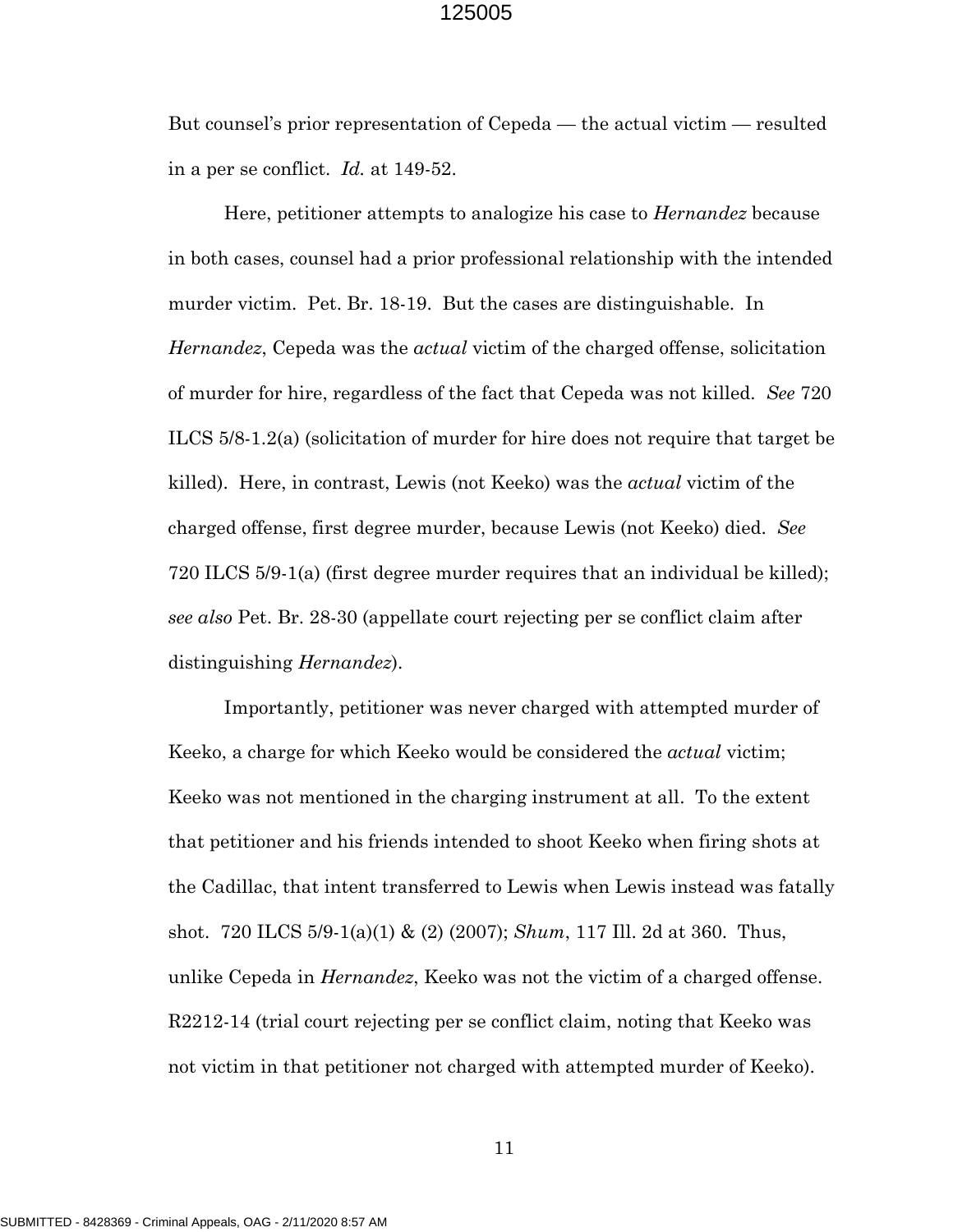But counsel's prior representation of Cepeda — the actual victim — resulted in a per se conflict. *Id.* at 149-52.

Here, petitioner attempts to analogize his case to *Hernandez* because in both cases, counsel had a prior professional relationship with the intended murder victim. Pet. Br. 18-19. But the cases are distinguishable. In *Hernandez*, Cepeda was the *actual* victim of the charged offense, solicitation of murder for hire, regardless of the fact that Cepeda was not killed. *See* 720 ILCS 5/8-1.2(a) (solicitation of murder for hire does not require that target be killed). Here, in contrast, Lewis (not Keeko) was the *actual* victim of the charged offense, first degree murder, because Lewis (not Keeko) died. *See* 720 ILCS 5/9-1(a) (first degree murder requires that an individual be killed); *see also* Pet. Br. 28-30 (appellate court rejecting per se conflict claim after distinguishing *Hernandez*).

Importantly, petitioner was never charged with attempted murder of Keeko, a charge for which Keeko would be considered the *actual* victim; Keeko was not mentioned in the charging instrument at all. To the extent that petitioner and his friends intended to shoot Keeko when firing shots at the Cadillac, that intent transferred to Lewis when Lewis instead was fatally shot. 720 ILCS 5/9-1(a)(1) & (2) (2007); *Shum*, 117 Ill. 2d at 360. Thus, unlike Cepeda in *Hernandez*, Keeko was not the victim of a charged offense. R2212-14 (trial court rejecting per se conflict claim, noting that Keeko was not victim in that petitioner not charged with attempted murder of Keeko).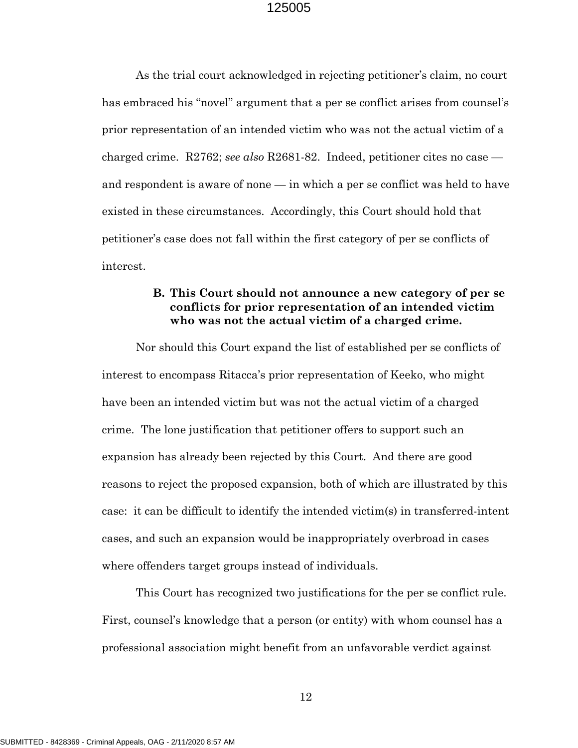As the trial court acknowledged in rejecting petitioner's claim, no court has embraced his "novel" argument that a per se conflict arises from counsel's prior representation of an intended victim who was not the actual victim of a charged crime. R2762; *see also* R2681-82. Indeed, petitioner cites no case — and respondent is aware of none — in which a per se conflict was held to have existed in these circumstances. Accordingly, this Court should hold that petitioner's case does not fall within the first category of per se conflicts of interest.

### B. This Court should not announce a new category of per se conflicts for prior representation of an intended victim who was not the actual victim of a charged crime.

Nor should this Court expand the list of established per se conflicts of interest to encompass Ritacca's prior representation of Keeko, who might have been an intended victim but was not the actual victim of a charged crime. The lone justification that petitioner offers to support such an expansion has already been rejected by this Court. And there are good reasons to reject the proposed expansion, both of which are illustrated by this case: it can be difficult to identify the intended victim(s) in transferred-intent cases, and such an expansion would be inappropriately overbroad in cases where offenders target groups instead of individuals.

This Court has recognized two justifications for the per se conflict rule. First, counsel's knowledge that a person (or entity) with whom counsel has a professional association might benefit from an unfavorable verdict against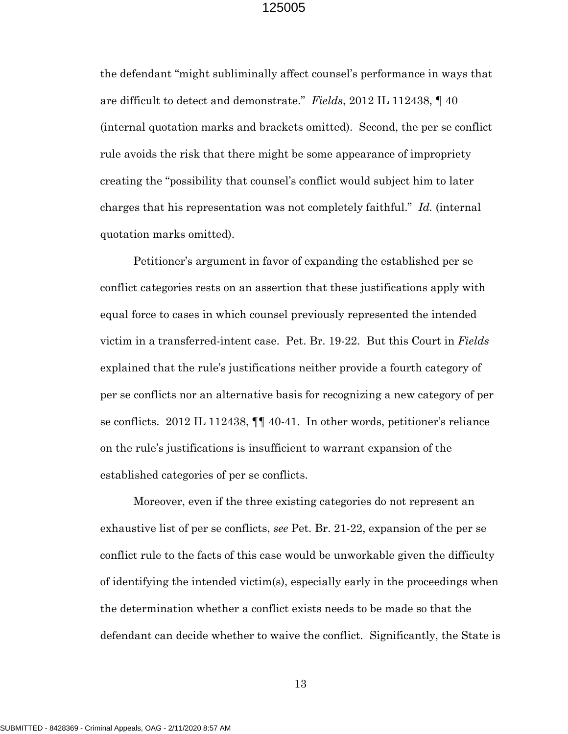the defendant "might subliminally affect counsel's performance in ways that are difficult to detect and demonstrate." *Fields*, 2012 IL 112438, ¶ 40 (internal quotation marks and brackets omitted). Second, the per se conflict rule avoids the risk that there might be some appearance of impropriety creating the "possibility that counsel's conflict would subject him to later charges that his representation was not completely faithful." *Id.* (internal quotation marks omitted).

Petitioner's argument in favor of expanding the established per se conflict categories rests on an assertion that these justifications apply with equal force to cases in which counsel previously represented the intended victim in a transferred-intent case. Pet. Br. 19-22. But this Court in *Fields* explained that the rule's justifications neither provide a fourth category of per se conflicts nor an alternative basis for recognizing a new category of per se conflicts. 2012 IL 112438, ¶¶ 40-41. In other words, petitioner's reliance on the rule's justifications is insufficient to warrant expansion of the established categories of per se conflicts.

Moreover, even if the three existing categories do not represent an exhaustive list of per se conflicts, *see* Pet. Br. 21-22, expansion of the per se conflict rule to the facts of this case would be unworkable given the difficulty of identifying the intended victim(s), especially early in the proceedings when the determination whether a conflict exists needs to be made so that the defendant can decide whether to waive the conflict. Significantly, the State is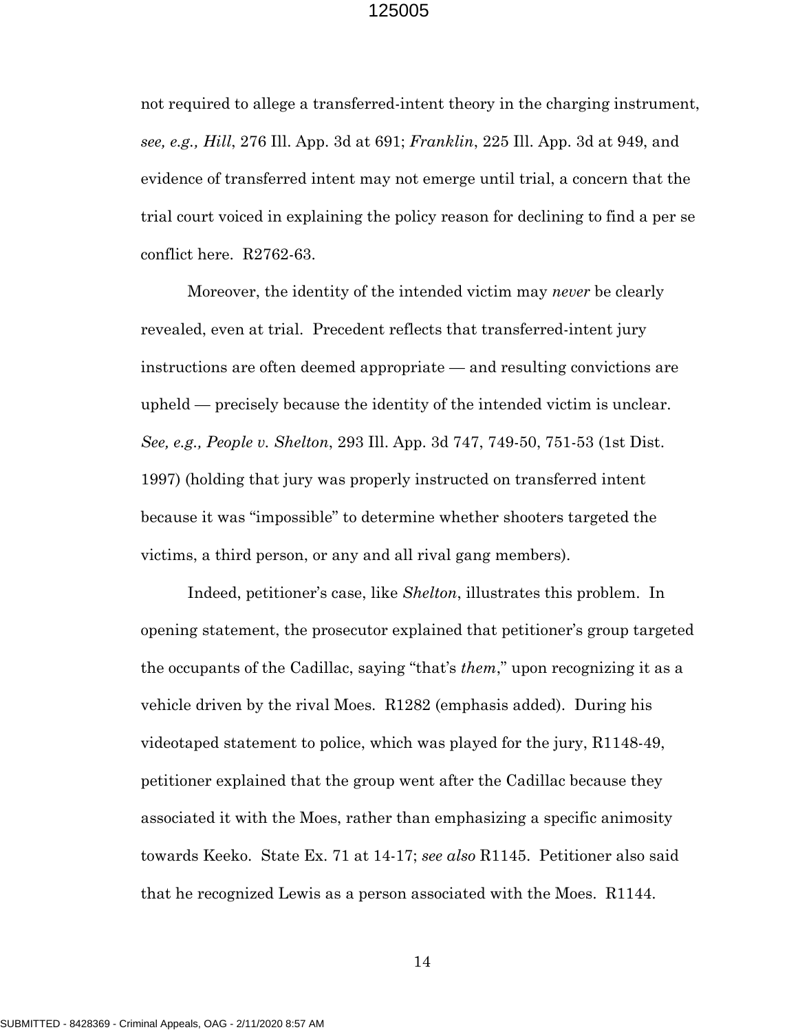not required to allege a transferred-intent theory in the charging instrument, *see, e.g., Hill*, 276 Ill. App. 3d at 691; *Franklin*, 225 Ill. App. 3d at 949, and evidence of transferred intent may not emerge until trial, a concern that the trial court voiced in explaining the policy reason for declining to find a per se conflict here. R2762-63.

Moreover, the identity of the intended victim may *never* be clearly revealed, even at trial. Precedent reflects that transferred-intent jury instructions are often deemed appropriate — and resulting convictions are upheld — precisely because the identity of the intended victim is unclear. *See, e.g., People v. Shelton*, 293 Ill. App. 3d 747, 749-50, 751-53 (1st Dist. 1997) (holding that jury was properly instructed on transferred intent because it was "impossible" to determine whether shooters targeted the victims, a third person, or any and all rival gang members).

Indeed, petitioner's case, like *Shelton*, illustrates this problem. In opening statement, the prosecutor explained that petitioner's group targeted the occupants of the Cadillac, saying "that's *them*," upon recognizing it as a vehicle driven by the rival Moes. R1282 (emphasis added). During his videotaped statement to police, which was played for the jury, R1148-49, petitioner explained that the group went after the Cadillac because they associated it with the Moes, rather than emphasizing a specific animosity towards Keeko. State Ex. 71 at 14-17; *see also* R1145. Petitioner also said that he recognized Lewis as a person associated with the Moes. R1144.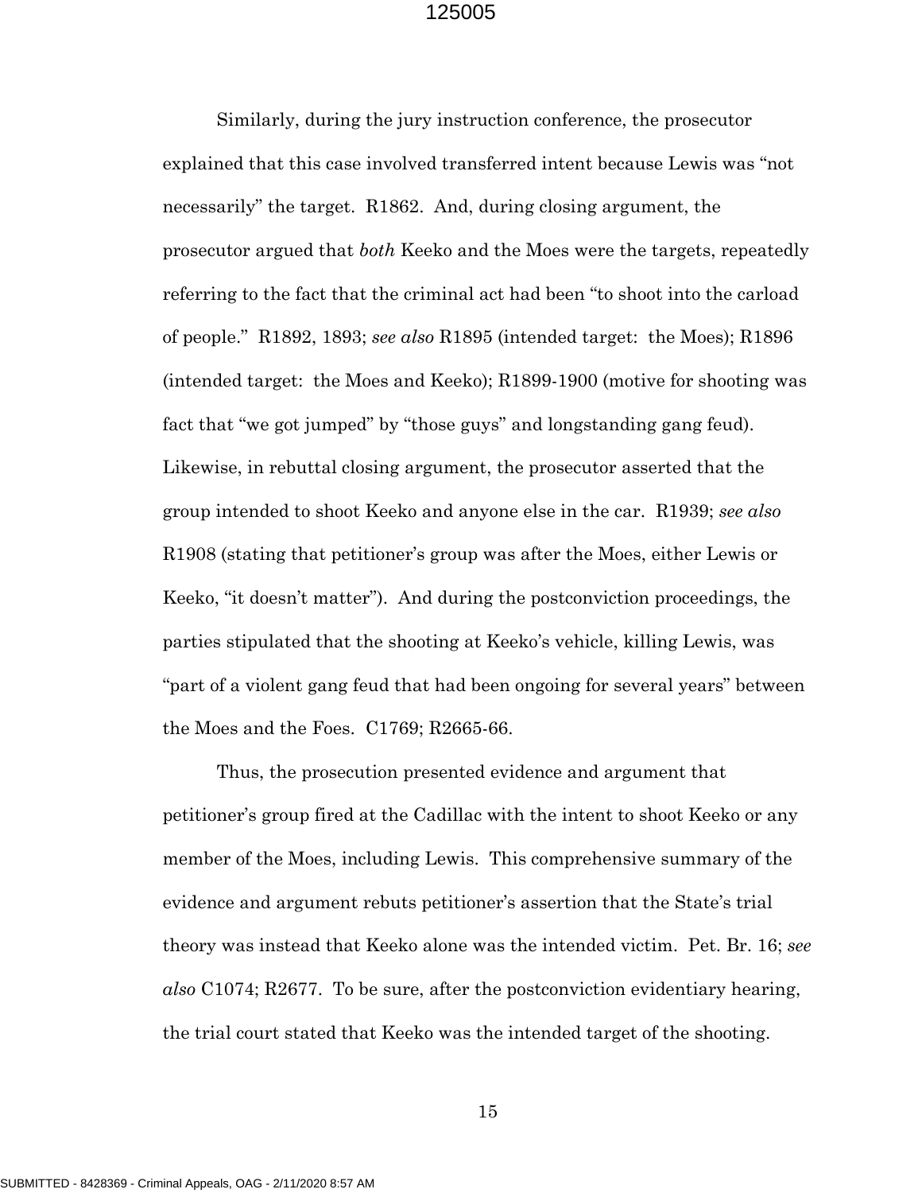Similarly, during the jury instruction conference, the prosecutor explained that this case involved transferred intent because Lewis was "not necessarily" the target. R1862. And, during closing argument, the prosecutor argued that *both* Keeko and the Moes were the targets, repeatedly referring to the fact that the criminal act had been "to shoot into the carload of people." R1892, 1893; *see also* R1895 (intended target: the Moes); R1896 (intended target: the Moes and Keeko); R1899-1900 (motive for shooting was fact that "we got jumped" by "those guys" and longstanding gang feud). Likewise, in rebuttal closing argument, the prosecutor asserted that the group intended to shoot Keeko and anyone else in the car. R1939; *see also* R1908 (stating that petitioner's group was after the Moes, either Lewis or Keeko, "it doesn't matter"). And during the postconviction proceedings, the parties stipulated that the shooting at Keeko's vehicle, killing Lewis, was "part of a violent gang feud that had been ongoing for several years" between the Moes and the Foes. C1769; R2665-66.

Thus, the prosecution presented evidence and argument that petitioner's group fired at the Cadillac with the intent to shoot Keeko or any member of the Moes, including Lewis. This comprehensive summary of the evidence and argument rebuts petitioner's assertion that the State's trial theory was instead that Keeko alone was the intended victim. Pet. Br. 16; *see also* C1074; R2677. To be sure, after the postconviction evidentiary hearing, the trial court stated that Keeko was the intended target of the shooting.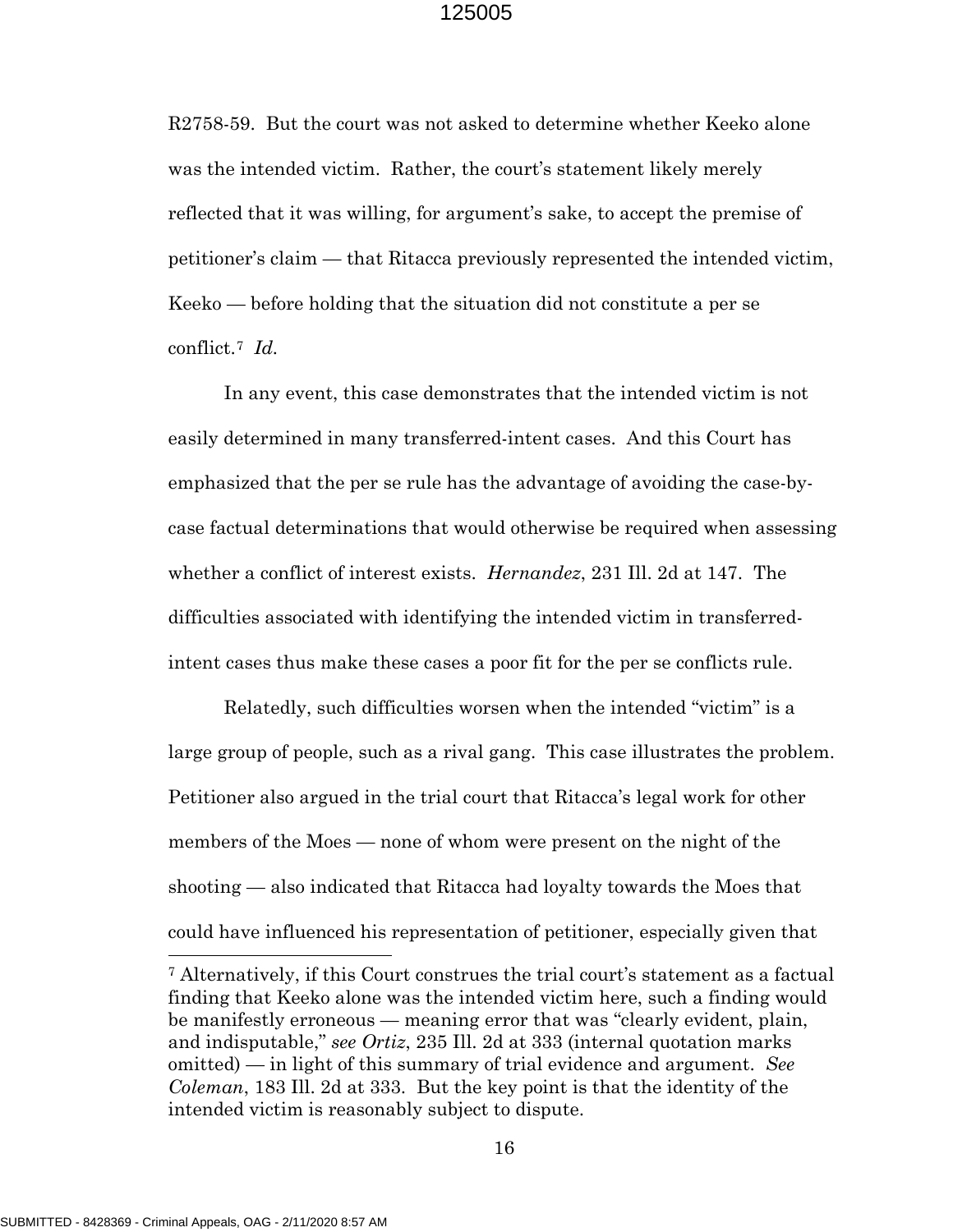R2758-59. But the court was not asked to determine whether Keeko alone was the intended victim. Rather, the court's statement likely merely reflected that it was willing, for argument's sake, to accept the premise of petitioner's claim — that Ritacca previously represented the intended victim, Keeko — before holding that the situation did not constitute a per se conflict.[7] *Id.*

In any event, this case demonstrates that the intended victim is not easily determined in many transferred-intent cases. And this Court has emphasized that the per se rule has the advantage of avoiding the case-by-case factual determinations that would otherwise be required when assessing whether a conflict of interest exists. *Hernandez*, 231 Ill. 2d at 147. The difficulties associated with identifying the intended victim in transferred-intent cases thus make these cases a poor fit for the per se conflicts rule.

Relatedly, such difficulties worsen when the intended "victim" is a large group of people, such as a rival gang. This case illustrates the problem. Petitioner also argued in the trial court that Ritacca's legal work for other members of the Moes — none of whom were present on the night of the shooting — also indicated that Ritacca had loyalty towards the Moes that could have influenced his representation of petitioner, especially given that

[7] Alternatively, if this Court construes the trial court's statement as a factual finding that Keeko alone was the intended victim here, such a finding would be manifestly erroneous — meaning error that was "clearly evident, plain, and indisputable," *see Ortiz*, 235 Ill. 2d at 333 (internal quotation marks omitted) — in light of this summary of trial evidence and argument. *See Coleman*, 183 Ill. 2d at 333. But the key point is that the identity of the intended victim is reasonably subject to dispute.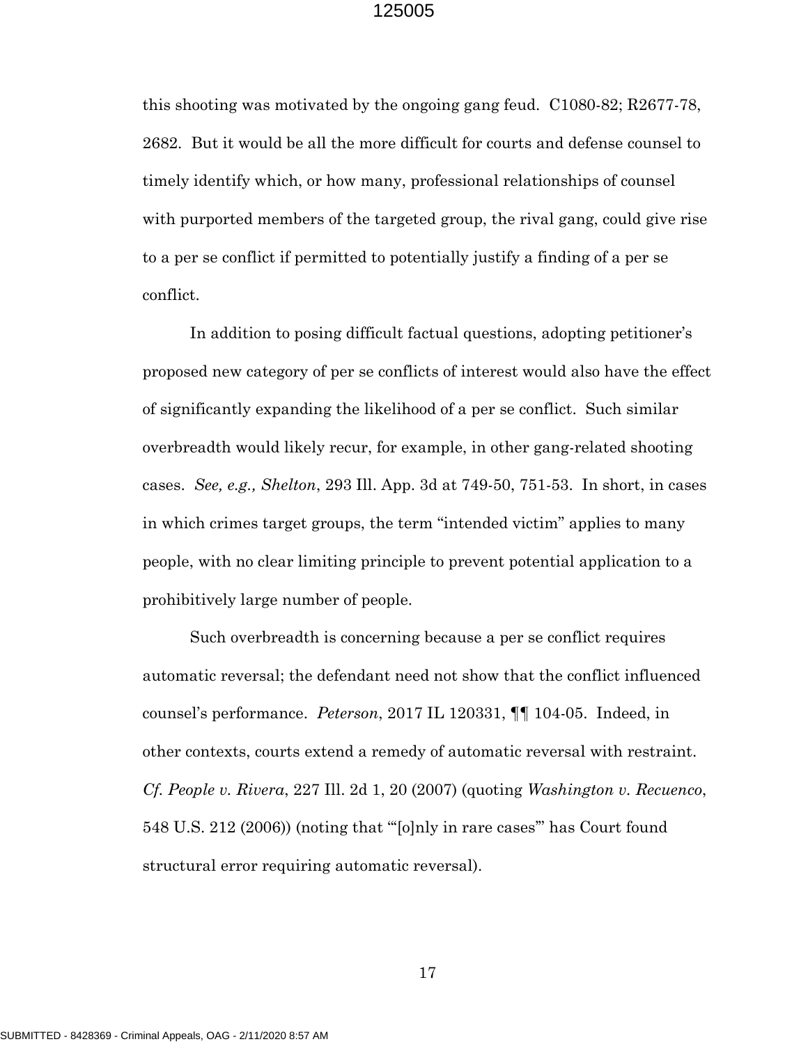this shooting was motivated by the ongoing gang feud. C1080-82; R2677-78, 2682. But it would be all the more difficult for courts and defense counsel to timely identify which, or how many, professional relationships of counsel with purported members of the targeted group, the rival gang, could give rise to a per se conflict if permitted to potentially justify a finding of a per se conflict.

In addition to posing difficult factual questions, adopting petitioner's proposed new category of per se conflicts of interest would also have the effect of significantly expanding the likelihood of a per se conflict. Such similar overbreadth would likely recur, for example, in other gang-related shooting cases. *See, e.g., Shelton*, 293 Ill. App. 3d at 749-50, 751-53. In short, in cases in which crimes target groups, the term "intended victim" applies to many people, with no clear limiting principle to prevent potential application to a prohibitively large number of people.

Such overbreadth is concerning because a per se conflict requires automatic reversal; the defendant need not show that the conflict influenced counsel's performance. *Peterson*, 2017 IL 120331, ¶¶ 104-05. Indeed, in other contexts, courts extend a remedy of automatic reversal with restraint. *Cf. People v. Rivera*, 227 Ill. 2d 1, 20 (2007) (quoting *Washington v. Recuenco*, 548 U.S. 212 (2006)) (noting that "'[o]nly in rare cases'" has Court found structural error requiring automatic reversal).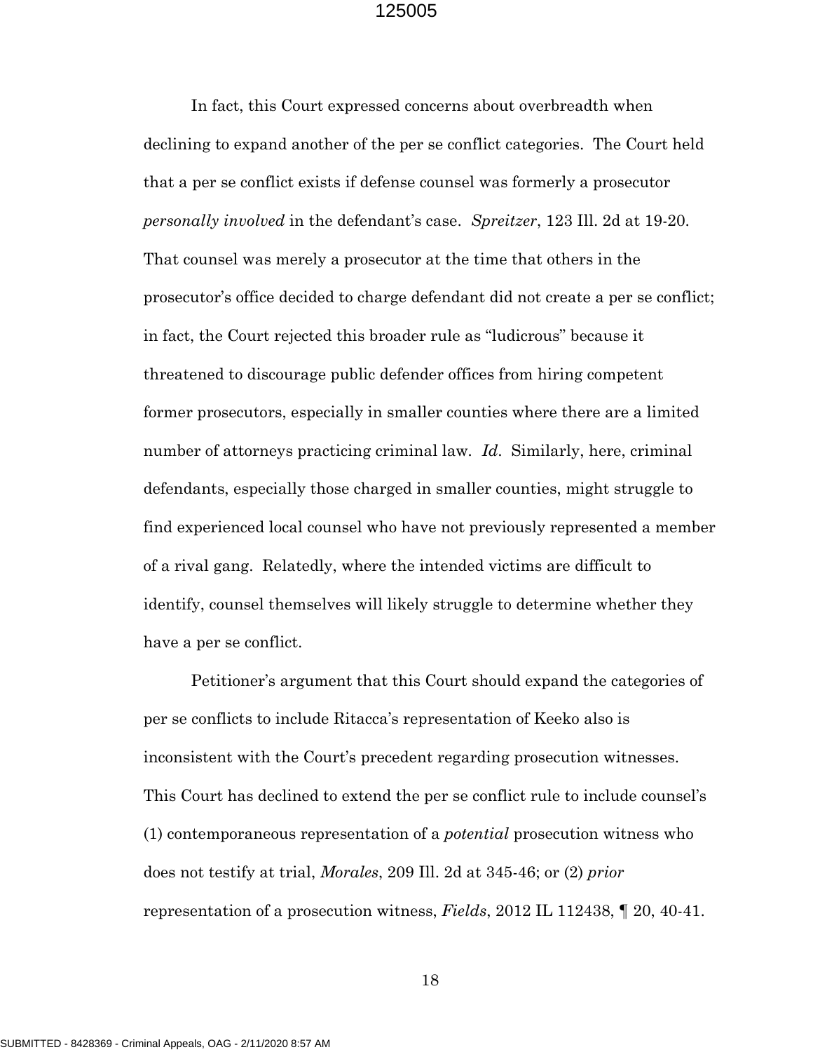In fact, this Court expressed concerns about overbreadth when declining to expand another of the per se conflict categories. The Court held that a per se conflict exists if defense counsel was formerly a prosecutor *personally involved* in the defendant's case. *Spreitzer*, 123 Ill. 2d at 19-20. That counsel was merely a prosecutor at the time that others in the prosecutor's office decided to charge defendant did not create a per se conflict; in fact, the Court rejected this broader rule as "ludicrous" because it threatened to discourage public defender offices from hiring competent former prosecutors, especially in smaller counties where there are a limited number of attorneys practicing criminal law. *Id*. Similarly, here, criminal defendants, especially those charged in smaller counties, might struggle to find experienced local counsel who have not previously represented a member of a rival gang. Relatedly, where the intended victims are difficult to identify, counsel themselves will likely struggle to determine whether they have a per se conflict.

Petitioner's argument that this Court should expand the categories of per se conflicts to include Ritacca's representation of Keeko also is inconsistent with the Court's precedent regarding prosecution witnesses. This Court has declined to extend the per se conflict rule to include counsel's (1) contemporaneous representation of a *potential* prosecution witness who does not testify at trial, *Morales*, 209 Ill. 2d at 345-46; or (2) *prior* representation of a prosecution witness, *Fields*, 2012 IL 112438, ¶ 20, 40-41.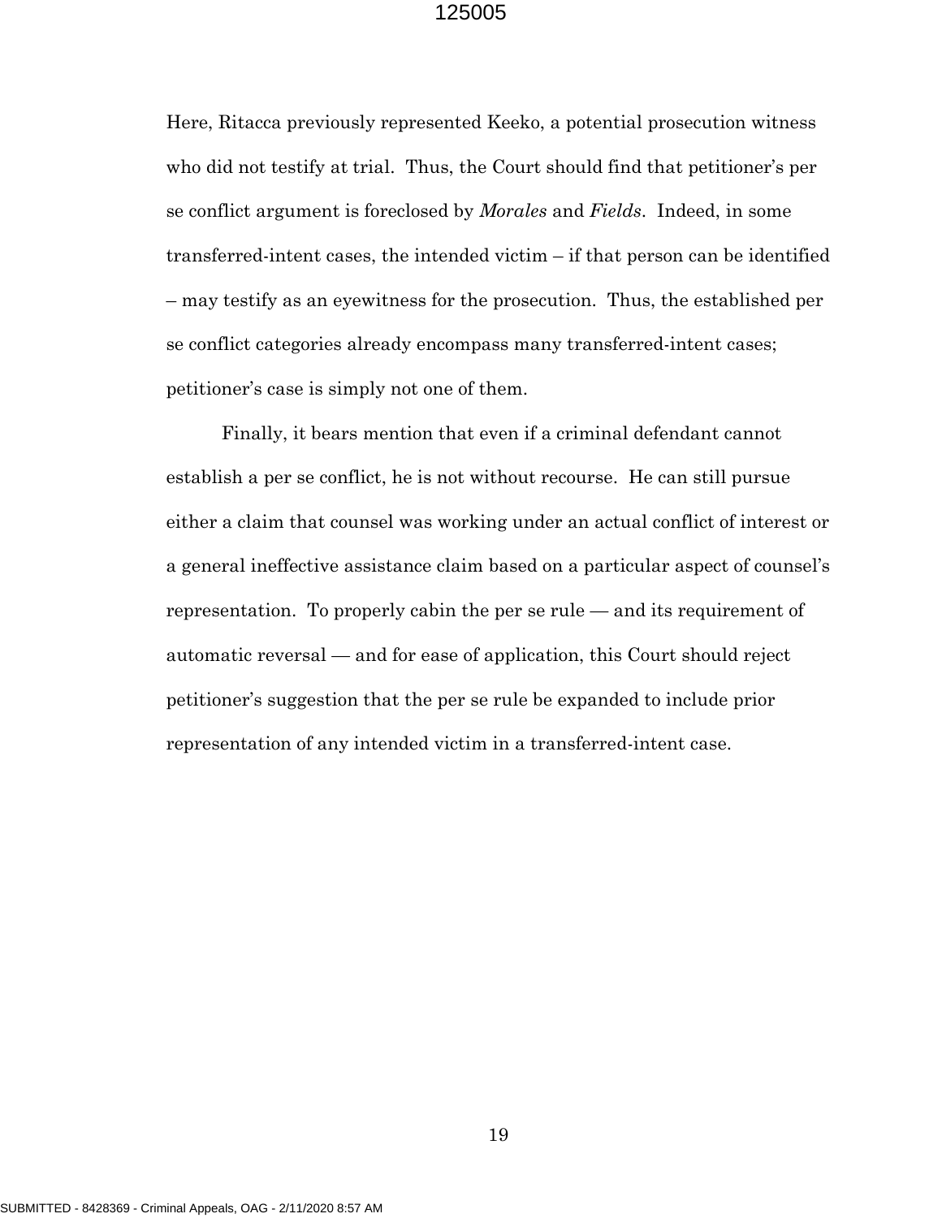Here, Ritacca previously represented Keeko, a potential prosecution witness who did not testify at trial. Thus, the Court should find that petitioner's per se conflict argument is foreclosed by *Morales* and *Fields*. Indeed, in some transferred-intent cases, the intended victim – if that person can be identified – may testify as an eyewitness for the prosecution. Thus, the established per se conflict categories already encompass many transferred-intent cases; petitioner's case is simply not one of them.

Finally, it bears mention that even if a criminal defendant cannot establish a per se conflict, he is not without recourse. He can still pursue either a claim that counsel was working under an actual conflict of interest or a general ineffective assistance claim based on a particular aspect of counsel's representation. To properly cabin the per se rule — and its requirement of automatic reversal — and for ease of application, this Court should reject petitioner's suggestion that the per se rule be expanded to include prior representation of any intended victim in a transferred-intent case.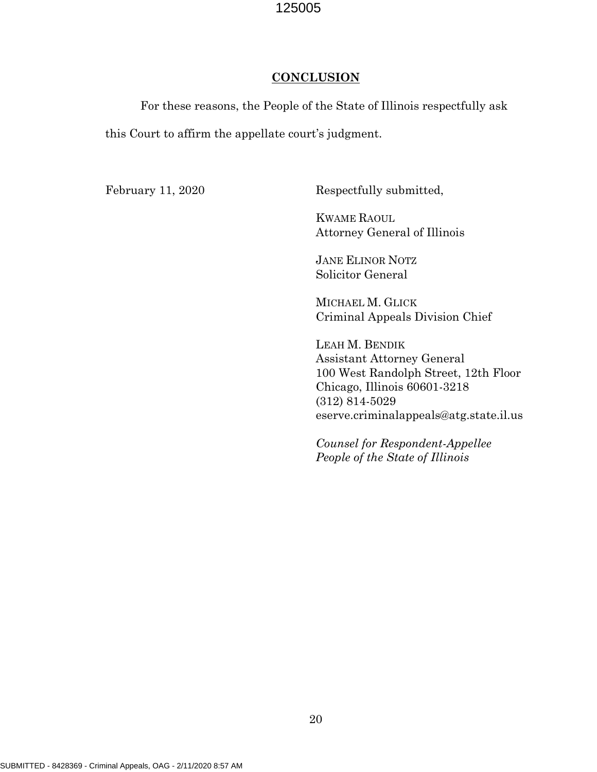## CONCLUSION

For these reasons, the People of the State of Illinois respectfully ask this Court to affirm the appellate court's judgment.

February 11, 2020

Respectfully submitted,

KWAME RAOUL
Attorney General of Illinois

JANE ELINOR NOTZ
Solicitor General

MICHAEL M. GLICK
Criminal Appeals Division Chief

LEAH M. BENDIK
Assistant Attorney General
100 West Randolph Street, 12th Floor
Chicago, Illinois 60601-3218
(312) 814-5029
eserve.criminalappeals@atg.state.il.us

*Counsel for Respondent-Appellee*
*People of the State of Illinois*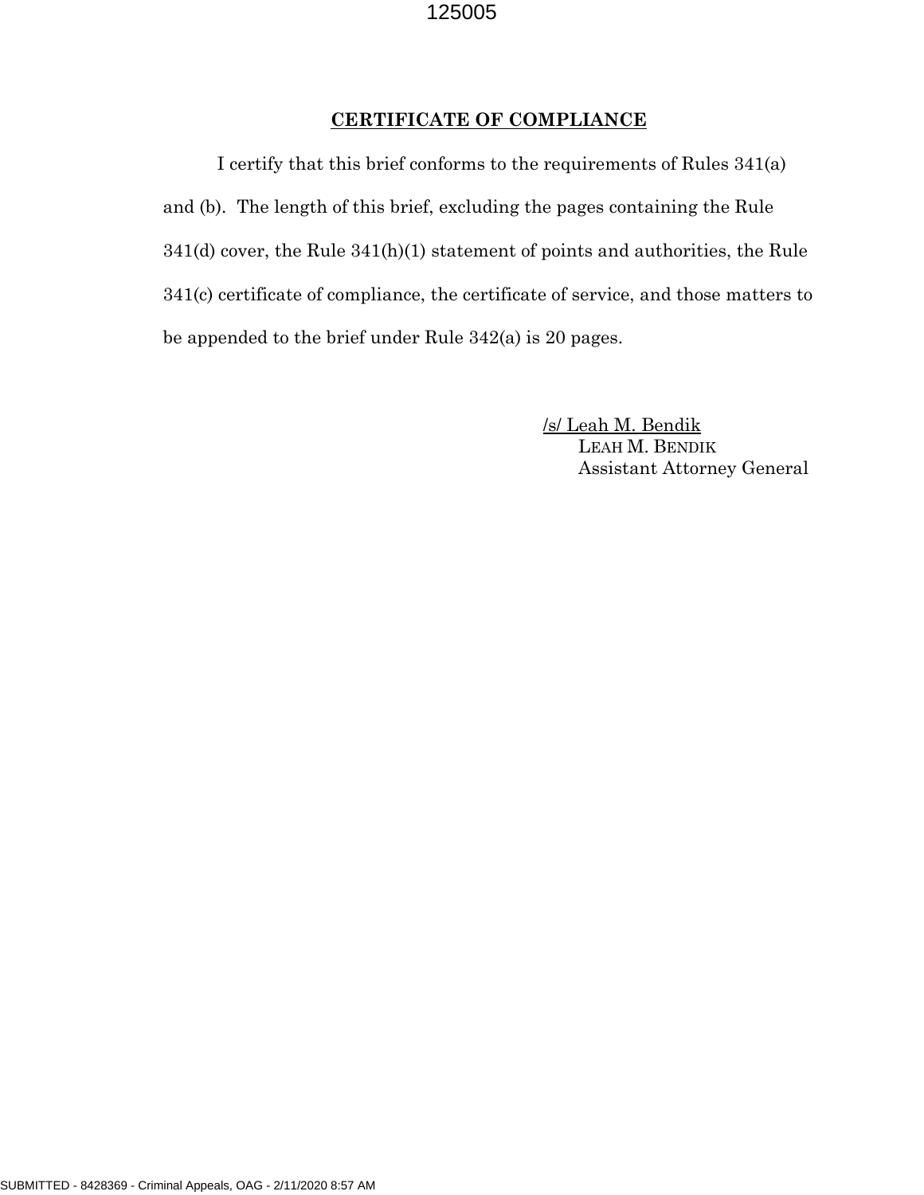## **CERTIFICATE OF COMPLIANCE**

I certify that this brief conforms to the requirements of Rules 341(a) and (b). The length of this brief, excluding the pages containing the Rule 341(d) cover, the Rule 341(h)(1) statement of points and authorities, the Rule 341(c) certificate of compliance, the certificate of service, and those matters to be appended to the brief under Rule 342(a) is 20 pages.

/s/ Leah M. Bendik
LEAH M. BENDIK
Assistant Attorney General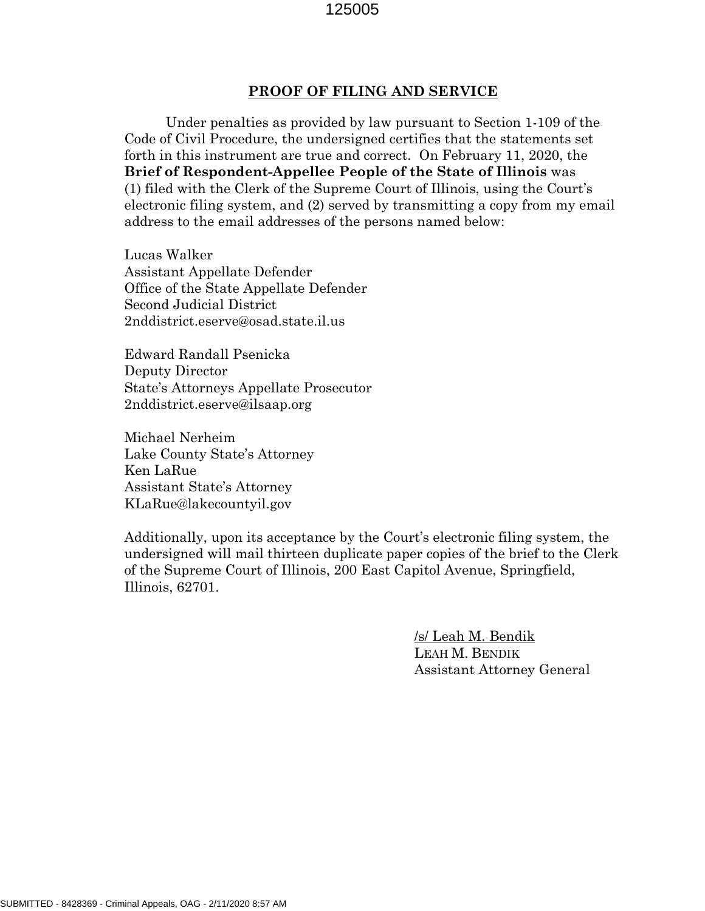## PROOF OF FILING AND SERVICE

Under penalties as provided by law pursuant to Section 1-109 of the Code of Civil Procedure, the undersigned certifies that the statements set forth in this instrument are true and correct. On February 11, 2020, the **Brief of Respondent-Appellee People of the State of Illinois** was (1) filed with the Clerk of the Supreme Court of Illinois, using the Court's electronic filing system, and (2) served by transmitting a copy from my email address to the email addresses of the persons named below:

Lucas Walker
Assistant Appellate Defender
Office of the State Appellate Defender
Second Judicial District
2nddistrict.eserve@osad.state.il.us

Edward Randall Psenicka
Deputy Director
State's Attorneys Appellate Prosecutor
2nddistrict.eserve@ilsaap.org

Michael Nerheim
Lake County State's Attorney
Ken LaRue
Assistant State's Attorney
KLaRue@lakecountyil.gov

Additionally, upon its acceptance by the Court's electronic filing system, the undersigned will mail thirteen duplicate paper copies of the brief to the Clerk of the Supreme Court of Illinois, 200 East Capitol Avenue, Springfield, Illinois, 62701.

/s/ Leah M. Bendik
LEAH M. BENDIK
Assistant Attorney General